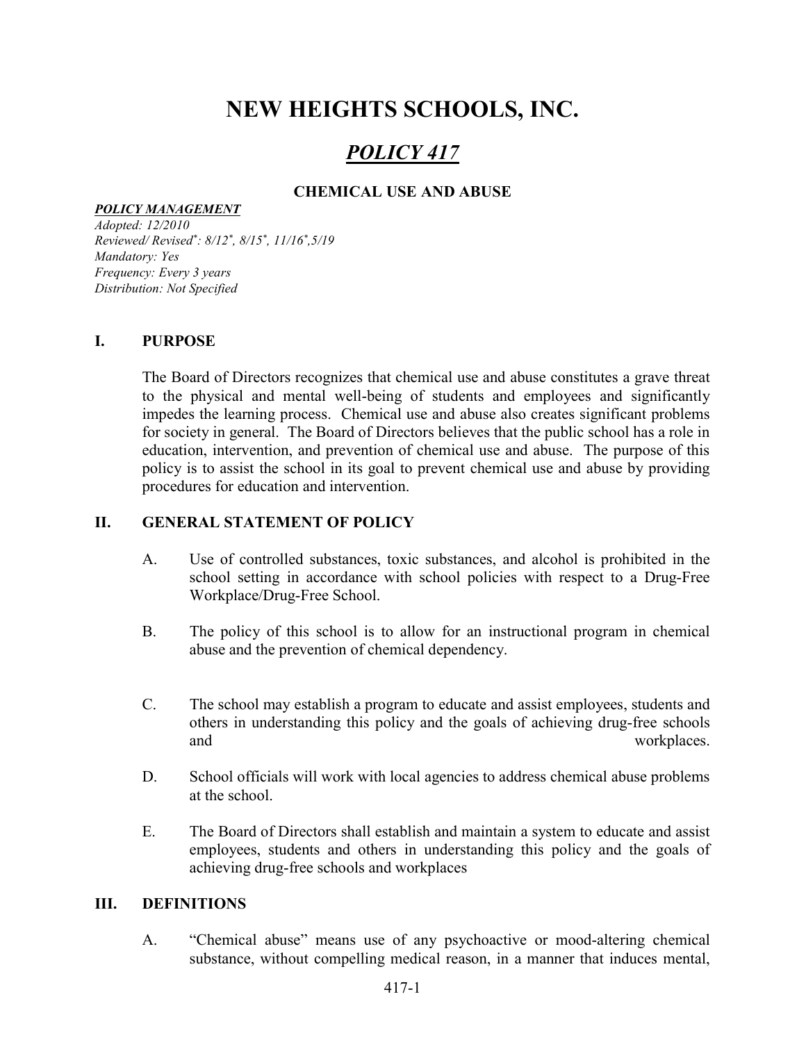# NEW HEIGHTS SCHOOLS, INC.

## *POLICY 417*

### CHEMICAL USE AND ABUSE

***POLICY MANAGEMENT***
*Adopted: 12/2010*
*Reviewed/ Revised\*: 8/12\*, 8/15\*, 11/16\*,5/19*
*Mandatory: Yes*
*Frequency: Every 3 years*
*Distribution: Not Specified*

## I. PURPOSE

The Board of Directors recognizes that chemical use and abuse constitutes a grave threat to the physical and mental well-being of students and employees and significantly impedes the learning process. Chemical use and abuse also creates significant problems for society in general. The Board of Directors believes that the public school has a role in education, intervention, and prevention of chemical use and abuse. The purpose of this policy is to assist the school in its goal to prevent chemical use and abuse by providing procedures for education and intervention.

## II. GENERAL STATEMENT OF POLICY

A. Use of controlled substances, toxic substances, and alcohol is prohibited in the school setting in accordance with school policies with respect to a Drug-Free Workplace/Drug-Free School.

B. The policy of this school is to allow for an instructional program in chemical abuse and the prevention of chemical dependency.

C. The school may establish a program to educate and assist employees, students and others in understanding this policy and the goals of achieving drug-free schools and workplaces.

D. School officials will work with local agencies to address chemical abuse problems at the school.

E. The Board of Directors shall establish and maintain a system to educate and assist employees, students and others in understanding this policy and the goals of achieving drug-free schools and workplaces

## III. DEFINITIONS

A. "Chemical abuse" means use of any psychoactive or mood-altering chemical substance, without compelling medical reason, in a manner that induces mental,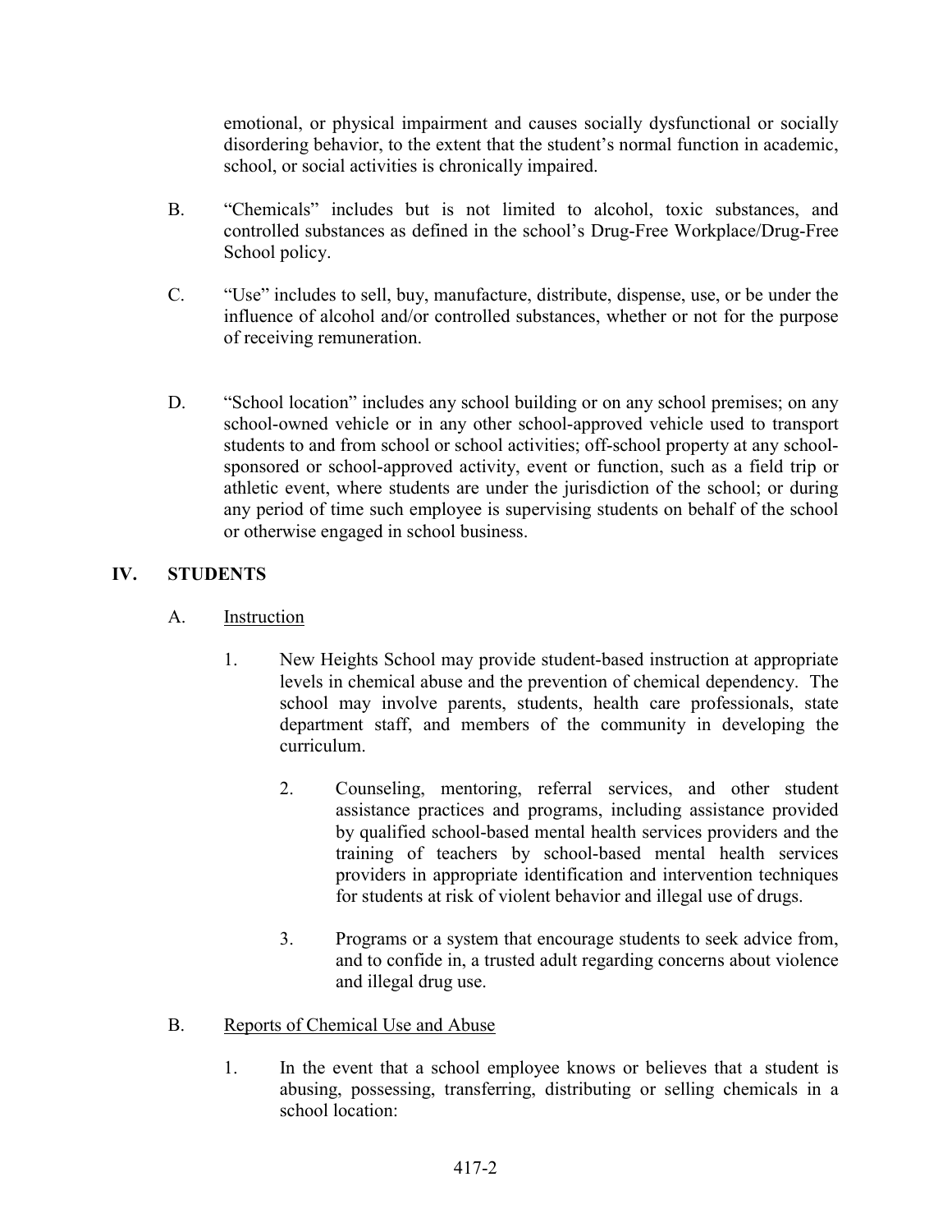emotional, or physical impairment and causes socially dysfunctional or socially disordering behavior, to the extent that the student's normal function in academic, school, or social activities is chronically impaired.

B. "Chemicals" includes but is not limited to alcohol, toxic substances, and controlled substances as defined in the school's Drug-Free Workplace/Drug-Free School policy.

C. "Use" includes to sell, buy, manufacture, distribute, dispense, use, or be under the influence of alcohol and/or controlled substances, whether or not for the purpose of receiving remuneration.

D. "School location" includes any school building or on any school premises; on any school-owned vehicle or in any other school-approved vehicle used to transport students to and from school or school activities; off-school property at any school-sponsored or school-approved activity, event or function, such as a field trip or athletic event, where students are under the jurisdiction of the school; or during any period of time such employee is supervising students on behalf of the school or otherwise engaged in school business.

## IV. STUDENTS

A. Instruction

1. New Heights School may provide student-based instruction at appropriate levels in chemical abuse and the prevention of chemical dependency. The school may involve parents, students, health care professionals, state department staff, and members of the community in developing the curriculum.

2. Counseling, mentoring, referral services, and other student assistance practices and programs, including assistance provided by qualified school-based mental health services providers and the training of teachers by school-based mental health services providers in appropriate identification and intervention techniques for students at risk of violent behavior and illegal use of drugs.

3. Programs or a system that encourage students to seek advice from, and to confide in, a trusted adult regarding concerns about violence and illegal drug use.

B. Reports of Chemical Use and Abuse

1. In the event that a school employee knows or believes that a student is abusing, possessing, transferring, distributing or selling chemicals in a school location: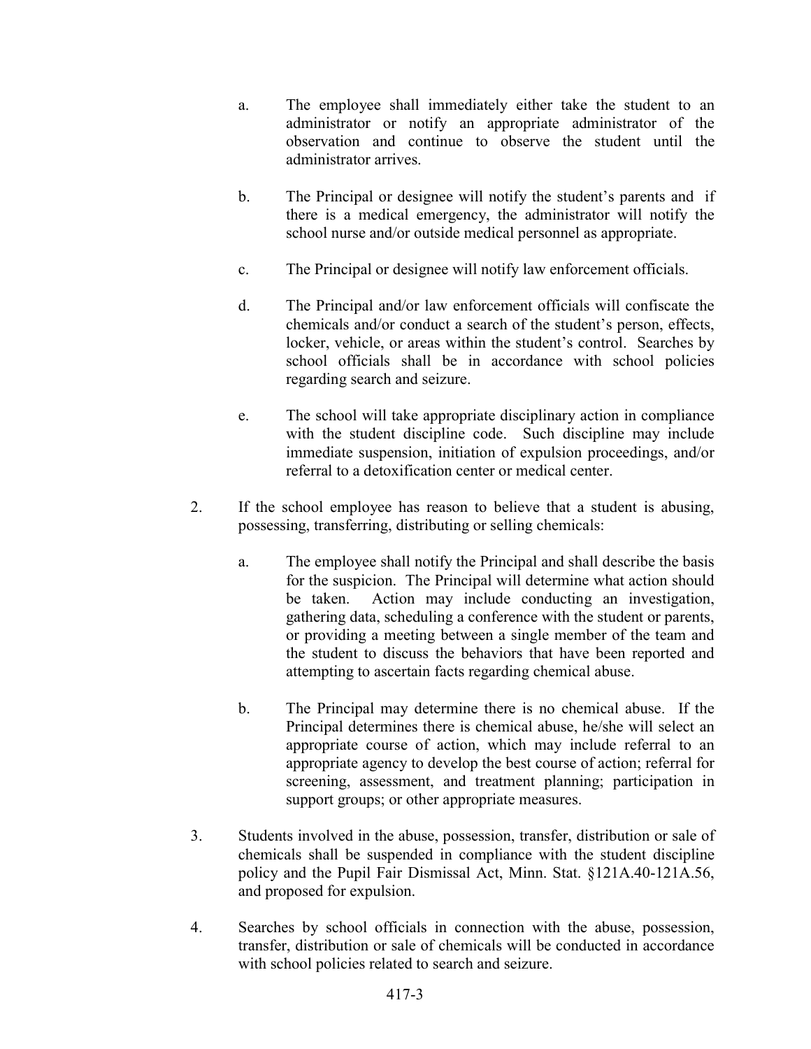a. The employee shall immediately either take the student to an administrator or notify an appropriate administrator of the observation and continue to observe the student until the administrator arrives.

b. The Principal or designee will notify the student's parents and if there is a medical emergency, the administrator will notify the school nurse and/or outside medical personnel as appropriate.

c. The Principal or designee will notify law enforcement officials.

d. The Principal and/or law enforcement officials will confiscate the chemicals and/or conduct a search of the student's person, effects, locker, vehicle, or areas within the student's control. Searches by school officials shall be in accordance with school policies regarding search and seizure.

e. The school will take appropriate disciplinary action in compliance with the student discipline code. Such discipline may include immediate suspension, initiation of expulsion proceedings, and/or referral to a detoxification center or medical center.

2. If the school employee has reason to believe that a student is abusing, possessing, transferring, distributing or selling chemicals:

   a. The employee shall notify the Principal and shall describe the basis for the suspicion. The Principal will determine what action should be taken. Action may include conducting an investigation, gathering data, scheduling a conference with the student or parents, or providing a meeting between a single member of the team and the student to discuss the behaviors that have been reported and attempting to ascertain facts regarding chemical abuse.

   b. The Principal may determine there is no chemical abuse. If the Principal determines there is chemical abuse, he/she will select an appropriate course of action, which may include referral to an appropriate agency to develop the best course of action; referral for screening, assessment, and treatment planning; participation in support groups; or other appropriate measures.

3. Students involved in the abuse, possession, transfer, distribution or sale of chemicals shall be suspended in compliance with the student discipline policy and the Pupil Fair Dismissal Act, Minn. Stat. §121A.40-121A.56, and proposed for expulsion.

4. Searches by school officials in connection with the abuse, possession, transfer, distribution or sale of chemicals will be conducted in accordance with school policies related to search and seizure.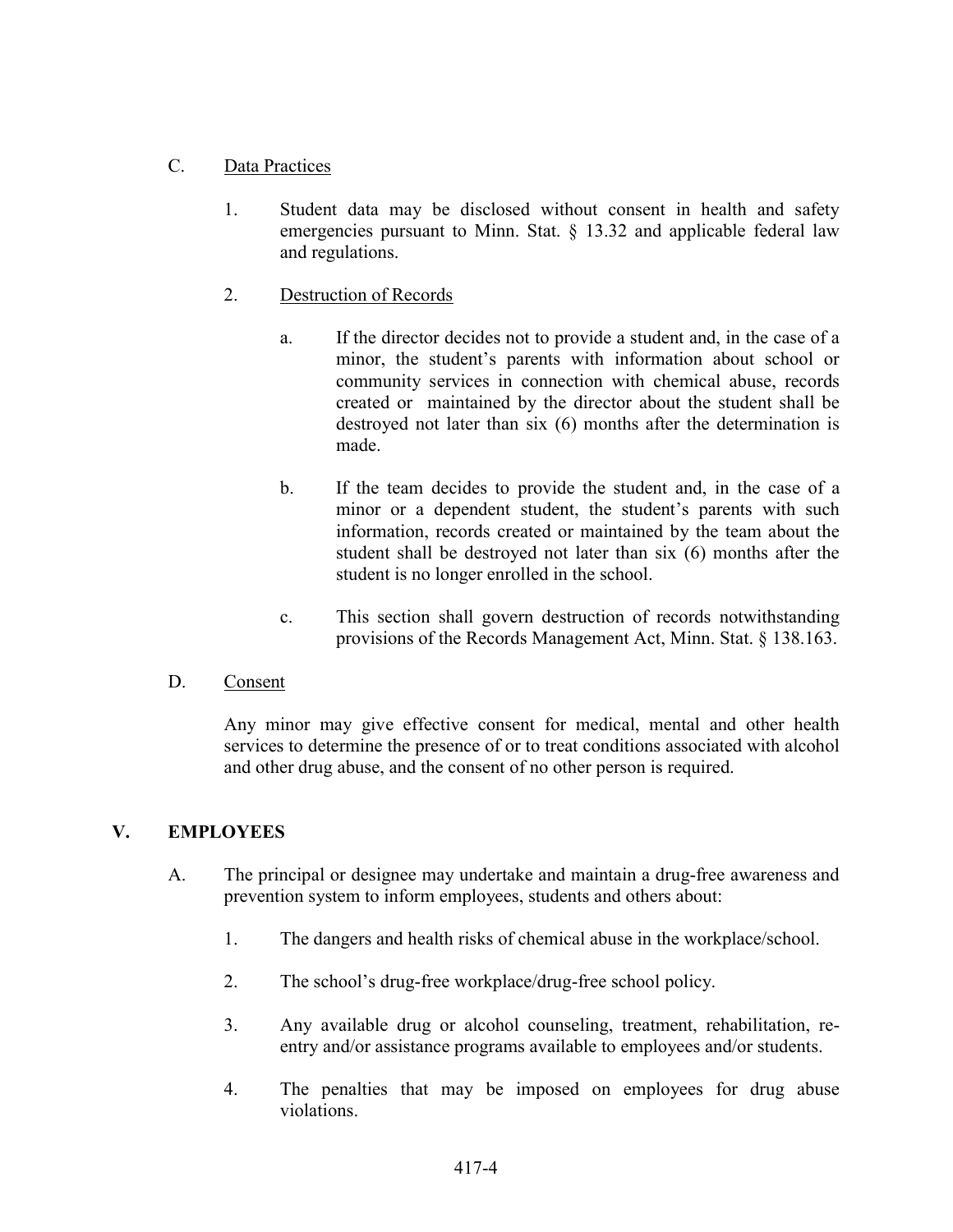C. Data Practices

1. Student data may be disclosed without consent in health and safety emergencies pursuant to Minn. Stat. § 13.32 and applicable federal law and regulations.

2. Destruction of Records

   a. If the director decides not to provide a student and, in the case of a minor, the student's parents with information about school or community services in connection with chemical abuse, records created or maintained by the director about the student shall be destroyed not later than six (6) months after the determination is made.

   b. If the team decides to provide the student and, in the case of a minor or a dependent student, the student's parents with such information, records created or maintained by the team about the student shall be destroyed not later than six (6) months after the student is no longer enrolled in the school.

   c. This section shall govern destruction of records notwithstanding provisions of the Records Management Act, Minn. Stat. § 138.163.

D. Consent

Any minor may give effective consent for medical, mental and other health services to determine the presence of or to treat conditions associated with alcohol and other drug abuse, and the consent of no other person is required.

## V. EMPLOYEES

A. The principal or designee may undertake and maintain a drug-free awareness and prevention system to inform employees, students and others about:

1. The dangers and health risks of chemical abuse in the workplace/school.

2. The school's drug-free workplace/drug-free school policy.

3. Any available drug or alcohol counseling, treatment, rehabilitation, re-entry and/or assistance programs available to employees and/or students.

4. The penalties that may be imposed on employees for drug abuse violations.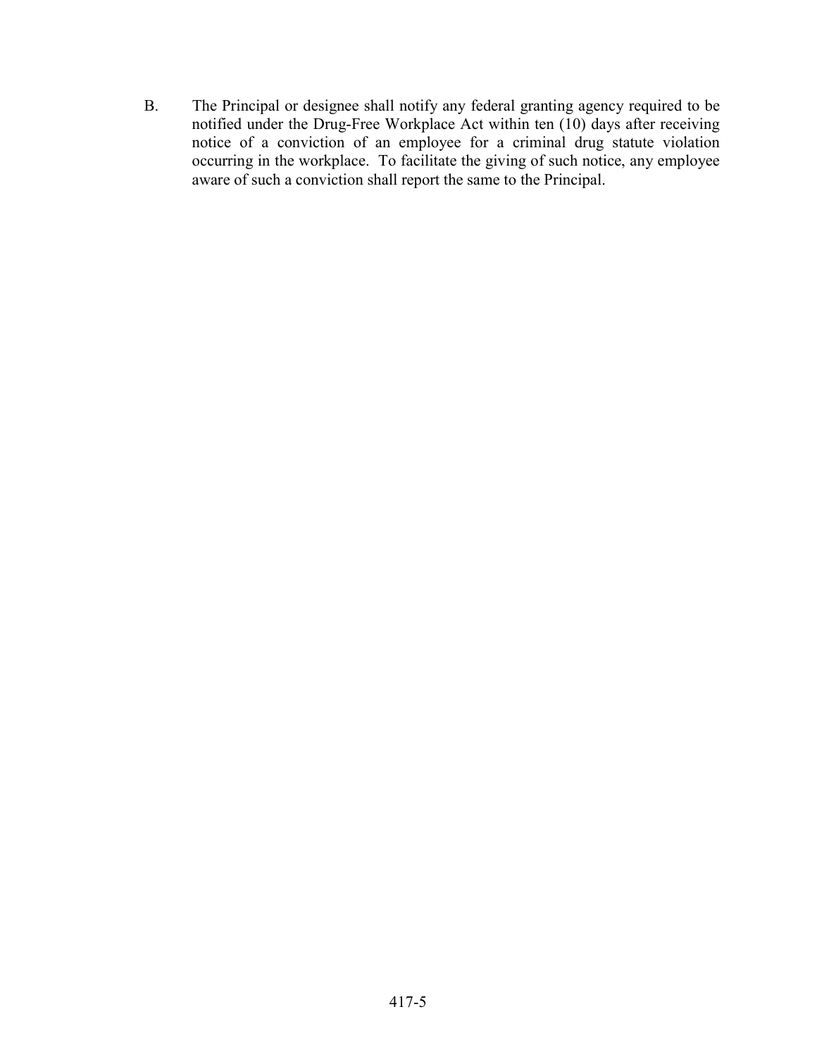B. The Principal or designee shall notify any federal granting agency required to be notified under the Drug-Free Workplace Act within ten (10) days after receiving notice of a conviction of an employee for a criminal drug statute violation occurring in the workplace. To facilitate the giving of such notice, any employee aware of such a conviction shall report the same to the Principal.